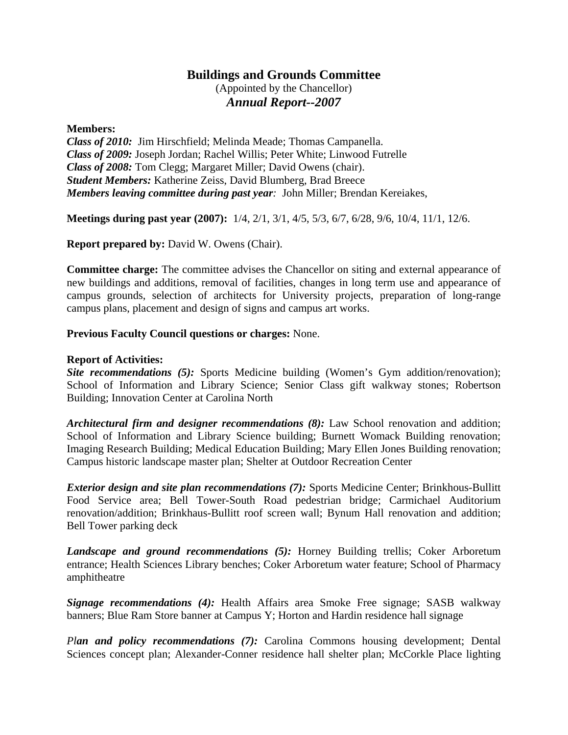# Buildings and Grounds Committee

(Appointed by the Chancellor)

***Annual Report--2007***

**Members:**
***Class of 2010:*** Jim Hirschfield; Melinda Meade; Thomas Campanella.
***Class of 2009:*** Joseph Jordan; Rachel Willis; Peter White; Linwood Futrelle
***Class of 2008:*** Tom Clegg; Margaret Miller; David Owens (chair).
***Student Members:*** Katherine Zeiss, David Blumberg, Brad Breece
***Members leaving committee during past year:*** John Miller; Brendan Kereiakes,

**Meetings during past year (2007):** 1/4, 2/1, 3/1, 4/5, 5/3, 6/7, 6/28, 9/6, 10/4, 11/1, 12/6.

**Report prepared by:** David W. Owens (Chair).

**Committee charge:** The committee advises the Chancellor on siting and external appearance of new buildings and additions, removal of facilities, changes in long term use and appearance of campus grounds, selection of architects for University projects, preparation of long-range campus plans, placement and design of signs and campus art works.

**Previous Faculty Council questions or charges:** None.

**Report of Activities:**
***Site recommendations (5):*** Sports Medicine building (Women's Gym addition/renovation); School of Information and Library Science; Senior Class gift walkway stones; Robertson Building; Innovation Center at Carolina North

***Architectural firm and designer recommendations (8):*** Law School renovation and addition; School of Information and Library Science building; Burnett Womack Building renovation; Imaging Research Building; Medical Education Building; Mary Ellen Jones Building renovation; Campus historic landscape master plan; Shelter at Outdoor Recreation Center

***Exterior design and site plan recommendations (7):*** Sports Medicine Center; Brinkhous-Bullitt Food Service area; Bell Tower-South Road pedestrian bridge; Carmichael Auditorium renovation/addition; Brinkhaus-Bullitt roof screen wall; Bynum Hall renovation and addition; Bell Tower parking deck

***Landscape and ground recommendations (5):*** Horney Building trellis; Coker Arboretum entrance; Health Sciences Library benches; Coker Arboretum water feature; School of Pharmacy amphitheatre

***Signage recommendations (4):*** Health Affairs area Smoke Free signage; SASB walkway banners; Blue Ram Store banner at Campus Y; Horton and Hardin residence hall signage

***Plan and policy recommendations (7):*** Carolina Commons housing development; Dental Sciences concept plan; Alexander-Conner residence hall shelter plan; McCorkle Place lighting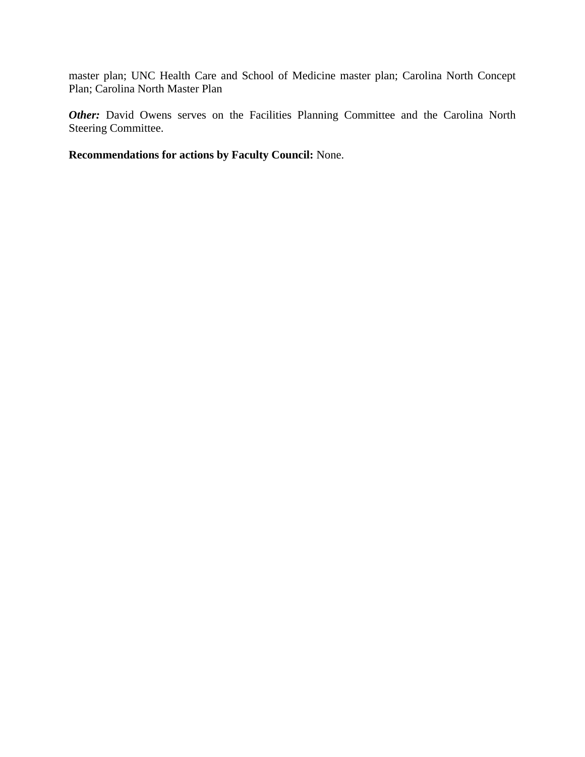master plan; UNC Health Care and School of Medicine master plan; Carolina North Concept Plan; Carolina North Master Plan

***Other:*** David Owens serves on the Facilities Planning Committee and the Carolina North Steering Committee.

**Recommendations for actions by Faculty Council:** None.